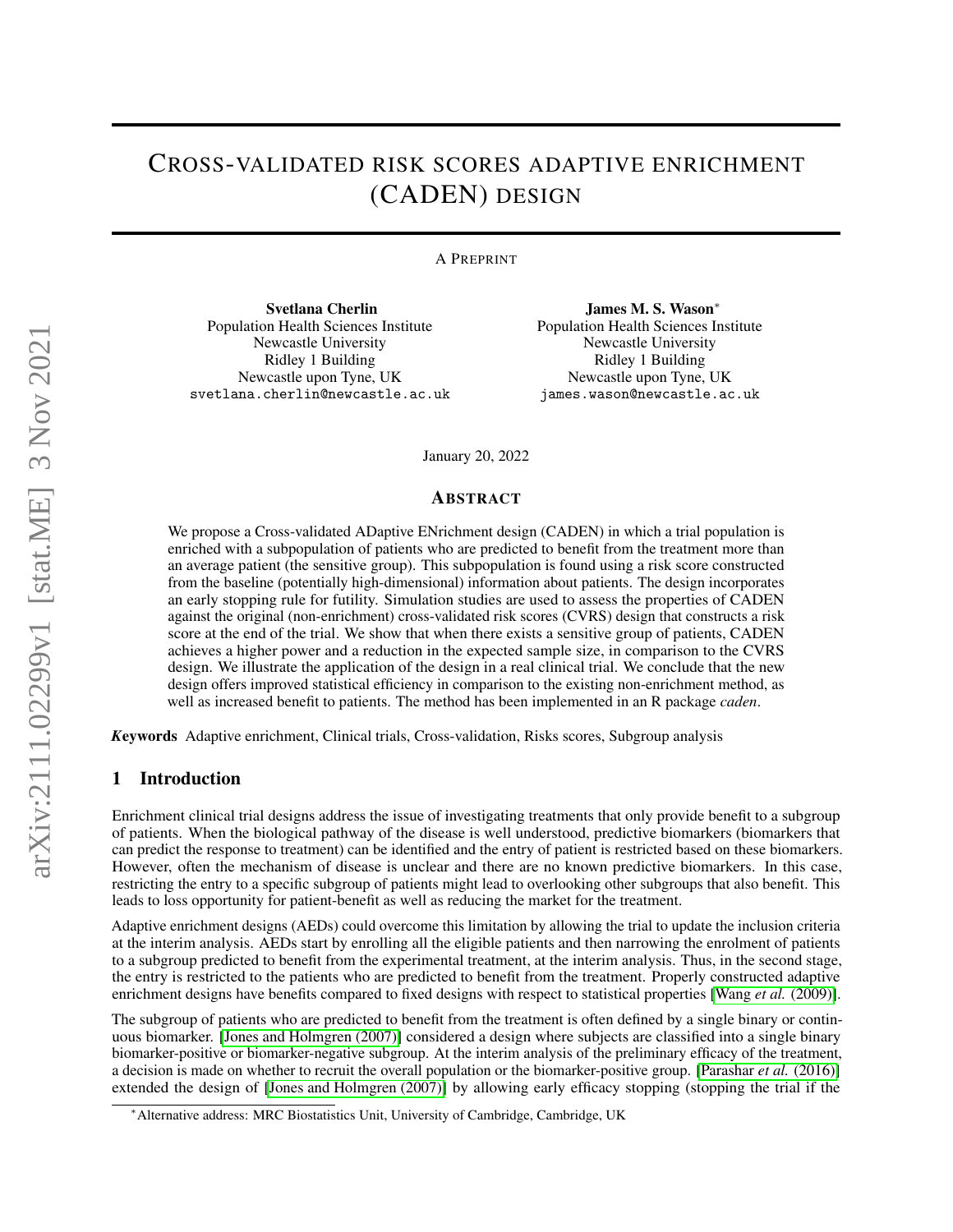# Cross-validated risk scores adaptive enrichment (CADEN) design

A Preprint

**Svetlana Cherlin**
Population Health Sciences Institute
Newcastle University
Ridley 1 Building
Newcastle upon Tyne, UK
svetlana.cherlin@newcastle.ac.uk

**James M. S. Wason**[*]
Population Health Sciences Institute
Newcastle University
Ridley 1 Building
Newcastle upon Tyne, UK
james.wason@newcastle.ac.uk

January 20, 2022

## Abstract

We propose a Cross-validated ADaptive ENrichment design (CADEN) in which a trial population is enriched with a subpopulation of patients who are predicted to benefit from the treatment more than an average patient (the sensitive group). This subpopulation is found using a risk score constructed from the baseline (potentially high-dimensional) information about patients. The design incorporates an early stopping rule for futility. Simulation studies are used to assess the properties of CADEN against the original (non-enrichment) cross-validated risk scores (CVRS) design that constructs a risk score at the end of the trial. We show that when there exists a sensitive group of patients, CADEN achieves a higher power and a reduction in the expected sample size, in comparison to the CVRS design. We illustrate the application of the design in a real clinical trial. We conclude that the new design offers improved statistical efficiency in comparison to the existing non-enrichment method, as well as increased benefit to patients. The method has been implemented in an R package *caden*.

***K*eywords** Adaptive enrichment, Clinical trials, Cross-validation, Risks scores, Subgroup analysis

## 1 Introduction

Enrichment clinical trial designs address the issue of investigating treatments that only provide benefit to a subgroup of patients. When the biological pathway of the disease is well understood, predictive biomarkers (biomarkers that can predict the response to treatment) can be identified and the entry of patient is restricted based on these biomarkers. However, often the mechanism of disease is unclear and there are no known predictive biomarkers. In this case, restricting the entry to a specific subgroup of patients might lead to overlooking other subgroups that also benefit. This leads to loss opportunity for patient-benefit as well as reducing the market for the treatment.

Adaptive enrichment designs (AEDs) could overcome this limitation by allowing the trial to update the inclusion criteria at the interim analysis. AEDs start by enrolling all the eligible patients and then narrowing the enrolment of patients to a subgroup predicted to benefit from the experimental treatment, at the interim analysis. Thus, in the second stage, the entry is restricted to the patients who are predicted to benefit from the treatment. Properly constructed adaptive enrichment designs have benefits compared to fixed designs with respect to statistical properties [Wang *et al.* (2009)].

The subgroup of patients who are predicted to benefit from the treatment is often defined by a single binary or continuous biomarker. [Jones and Holmgren (2007)] considered a design where subjects are classified into a single binary biomarker-positive or biomarker-negative subgroup. At the interim analysis of the preliminary efficacy of the treatment, a decision is made on whether to recruit the overall population or the biomarker-positive group. [Parashar *et al.* (2016)] extended the design of [Jones and Holmgren (2007)] by allowing early efficacy stopping (stopping the trial if the

[*]Alternative address: MRC Biostatistics Unit, University of Cambridge, Cambridge, UK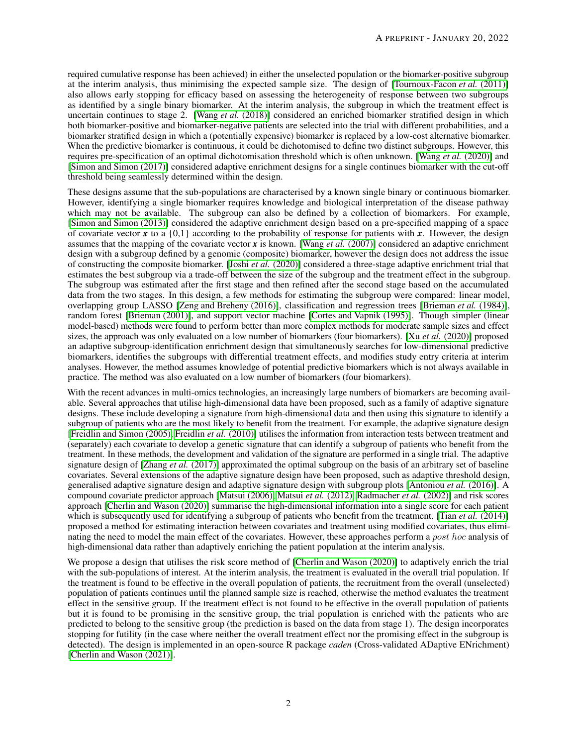required cumulative response has been achieved) in either the unselected population or the biomarker-positive subgroup at the interim analysis, thus minimising the expected sample size. The design of [Tournoux-Facon *et al.* (2011)] also allows early stopping for efficacy based on assessing the heterogeneity of response between two subgroups as identified by a single binary biomarker. At the interim analysis, the subgroup in which the treatment effect is uncertain continues to stage 2. [Wang *et al.* (2018)] considered an enriched biomarker stratified design in which both biomarker-positive and biomarker-negative patients are selected into the trial with different probabilities, and a biomarker stratified design in which a (potentially expensive) biomarker is replaced by a low-cost alternative biomarker. When the predictive biomarker is continuous, it could be dichotomised to define two distinct subgroups. However, this requires pre-specification of an optimal dichotomisation threshold which is often unknown. [Wang *et al.* (2020)] and [Simon and Simon (2017)] considered adaptive enrichment designs for a single continues biomarker with the cut-off threshold being seamlessly determined within the design.

These designs assume that the sub-populations are characterised by a known single binary or continuous biomarker. However, identifying a single biomarker requires knowledge and biological interpretation of the disease pathway which may not be available. The subgroup can also be defined by a collection of biomarkers. For example, [Simon and Simon (2013)] considered the adaptive enrichment design based on a pre-specified mapping of a space of covariate vector $\boldsymbol{x}$ to a $\{0,1\}$ according to the probability of response for patients with $\boldsymbol{x}$. However, the design assumes that the mapping of the covariate vector $\boldsymbol{x}$ is known. [Wang *et al.* (2007)] considered an adaptive enrichment design with a subgroup defined by a genomic (composite) biomarker, however the design does not address the issue of constructing the composite biomarker. [Joshi *et al.* (2020)] considered a three-stage adaptive enrichment trial that estimates the best subgroup via a trade-off between the size of the subgroup and the treatment effect in the subgroup. The subgroup was estimated after the first stage and then refined after the second stage based on the accumulated data from the two stages. In this design, a few methods for estimating the subgroup were compared: linear model, overlapping group LASSO [Zeng and Breheny (2016)], classification and regression trees [Brieman *et al.* (1984)], random forest [Brieman (2001)], and support vector machine [Cortes and Vapnik (1995)]. Though simpler (linear model-based) methods were found to perform better than more complex methods for moderate sample sizes and effect sizes, the approach was only evaluated on a low number of biomarkers (four biomarkers). [Xu *et al.* (2020)] proposed an adaptive subgroup-identification enrichment design that simultaneously searches for low-dimensional predictive biomarkers, identifies the subgroups with differential treatment effects, and modifies study entry criteria at interim analyses. However, the method assumes knowledge of potential predictive biomarkers which is not always available in practice. The method was also evaluated on a low number of biomarkers (four biomarkers).

With the recent advances in multi-omics technologies, an increasingly large numbers of biomarkers are becoming available. Several approaches that utilise high-dimensional data have been proposed, such as a family of adaptive signature designs. These include developing a signature from high-dimensional data and then using this signature to identify a subgroup of patients who are the most likely to benefit from the treatment. For example, the adaptive signature design [Freidlin and Simon (2005), Freidlin *et al.* (2010)] utilises the information from interaction tests between treatment and (separately) each covariate to develop a genetic signature that can identify a subgroup of patients who benefit from the treatment. In these methods, the development and validation of the signature are performed in a single trial. The adaptive signature design of [Zhang *et al.* (2017)] approximated the optimal subgroup on the basis of an arbitrary set of baseline covariates. Several extensions of the adaptive signature design have been proposed, such as adaptive threshold design, generalised adaptive signature design and adaptive signature design with subgroup plots [Antoniou *et al.* (2016)]. A compound covariate predictor approach [Matsui (2006), Matsui *et al.* (2012), Radmacher *et al.* (2002)] and risk scores approach [Cherlin and Wason (2020)] summarise the high-dimensional information into a single score for each patient which is subsequently used for identifying a subgroup of patients who benefit from the treatment. [Tian *et al.* (2014)] proposed a method for estimating interaction between covariates and treatment using modified covariates, thus eliminating the need to model the main effect of the covariates. However, these approaches perform a *post hoc* analysis of high-dimensional data rather than adaptively enriching the patient population at the interim analysis.

We propose a design that utilises the risk score method of [Cherlin and Wason (2020)] to adaptively enrich the trial with the sub-populations of interest. At the interim analysis, the treatment is evaluated in the overall trial population. If the treatment is found to be effective in the overall population of patients, the recruitment from the overall (unselected) population of patients continues until the planned sample size is reached, otherwise the method evaluates the treatment effect in the sensitive group. If the treatment effect is not found to be effective in the overall population of patients but it is found to be promising in the sensitive group, the trial population is enriched with the patients who are predicted to belong to the sensitive group (the prediction is based on the data from stage 1). The design incorporates stopping for futility (in the case where neither the overall treatment effect nor the promising effect in the subgroup is detected). The design is implemented in an open-source R package *caden* (Cross-validated ADaptive ENrichment) [Cherlin and Wason (2021)].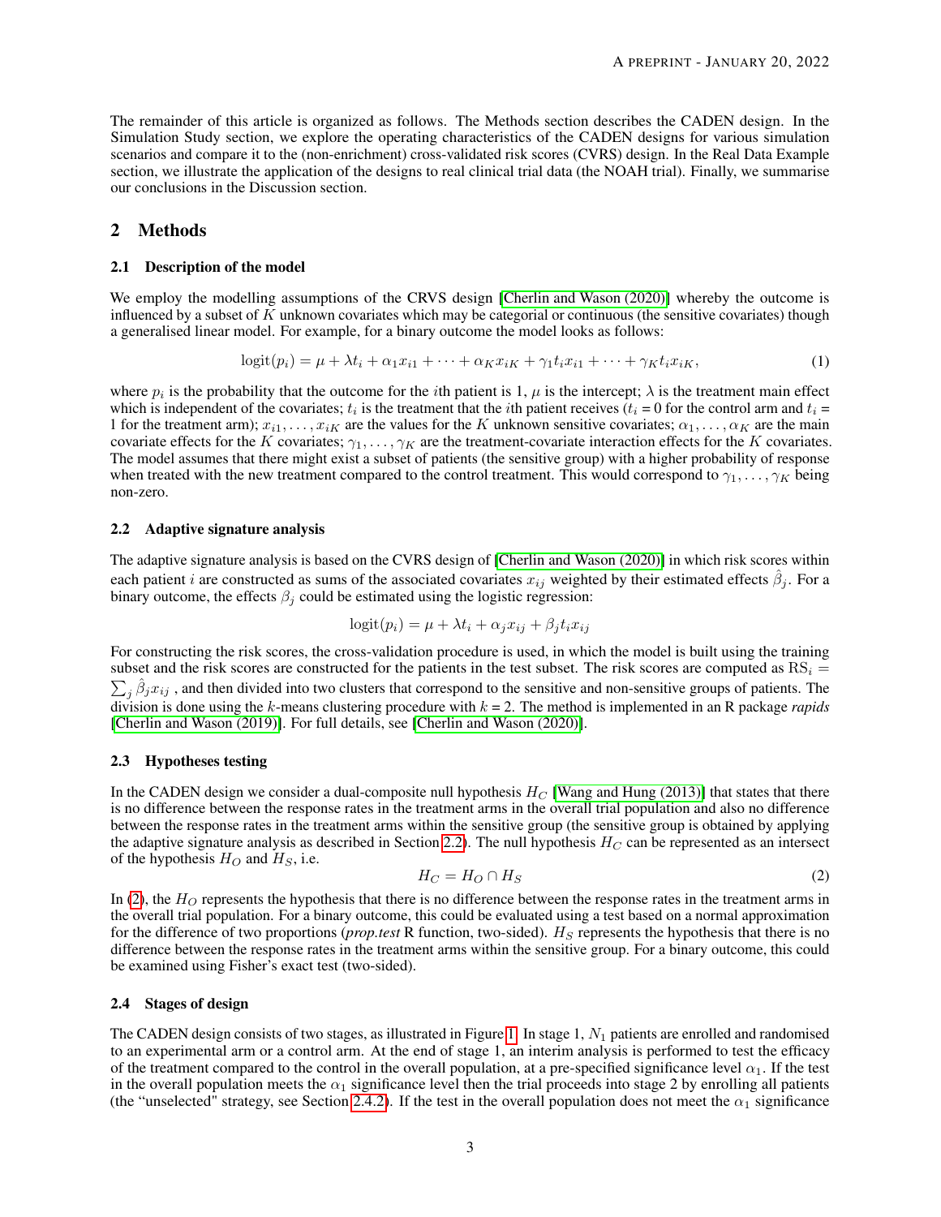The remainder of this article is organized as follows. The Methods section describes the CADEN design. In the Simulation Study section, we explore the operating characteristics of the CADEN designs for various simulation scenarios and compare it to the (non-enrichment) cross-validated risk scores (CVRS) design. In the Real Data Example section, we illustrate the application of the designs to real clinical trial data (the NOAH trial). Finally, we summarise our conclusions in the Discussion section.

## 2 Methods

### 2.1 Description of the model

We employ the modelling assumptions of the CRVS design [Cherlin and Wason (2020)] whereby the outcome is influenced by a subset of $K$ unknown covariates which may be categorial or continuous (the sensitive covariates) though a generalised linear model. For example, for a binary outcome the model looks as follows:

$$\text{logit}(p_i) = \mu + \lambda t_i + \alpha_1 x_{i1} + \cdots + \alpha_K x_{iK} + \gamma_1 t_i x_{i1} + \cdots + \gamma_K t_i x_{iK}, \tag{1}$$

where $p_i$ is the probability that the outcome for the $i$th patient is 1, $\mu$ is the intercept; $\lambda$ is the treatment main effect which is independent of the covariates; $t_i$ is the treatment that the $i$th patient receives ($t_i$ = 0 for the control arm and $t_i$ = 1 for the treatment arm); $x_{i1}, \ldots, x_{iK}$ are the values for the $K$ unknown sensitive covariates; $\alpha_1, \ldots, \alpha_K$ are the main covariate effects for the $K$ covariates; $\gamma_1, \ldots, \gamma_K$ are the treatment-covariate interaction effects for the $K$ covariates. The model assumes that there might exist a subset of patients (the sensitive group) with a higher probability of response when treated with the new treatment compared to the control treatment. This would correspond to $\gamma_1, \ldots, \gamma_K$ being non-zero.

### 2.2 Adaptive signature analysis

The adaptive signature analysis is based on the CVRS design of [Cherlin and Wason (2020)] in which risk scores within each patient $i$ are constructed as sums of the associated covariates $x_{ij}$ weighted by their estimated effects $\hat{\beta}_j$. For a binary outcome, the effects $\beta_j$ could be estimated using the logistic regression:

$$\text{logit}(p_i) = \mu + \lambda t_i + \alpha_j x_{ij} + \beta_j t_i x_{ij}$$

For constructing the risk scores, the cross-validation procedure is used, in which the model is built using the training subset and the risk scores are constructed for the patients in the test subset. The risk scores are computed as $\text{RS}_i = \sum_j \hat{\beta}_j x_{ij}$ , and then divided into two clusters that correspond to the sensitive and non-sensitive groups of patients. The division is done using the $k$-means clustering procedure with $k$ = 2. The method is implemented in an R package *rapids* [Cherlin and Wason (2019)]. For full details, see [Cherlin and Wason (2020)].

### 2.3 Hypotheses testing

In the CADEN design we consider a dual-composite null hypothesis $H_C$ [Wang and Hung (2013)] that states that there is no difference between the response rates in the treatment arms in the overall trial population and also no difference between the response rates in the treatment arms within the sensitive group (the sensitive group is obtained by applying the adaptive signature analysis as described in Section 2.2). The null hypothesis $H_C$ can be represented as an intersect of the hypothesis $H_O$ and $H_S$, i.e.

$$H_C = H_O \cap H_S \tag{2}$$

In (2), the $H_O$ represents the hypothesis that there is no difference between the response rates in the treatment arms in the overall trial population. For a binary outcome, this could be evaluated using a test based on a normal approximation for the difference of two proportions (*prop.test* R function, two-sided). $H_S$ represents the hypothesis that there is no difference between the response rates in the treatment arms within the sensitive group. For a binary outcome, this could be examined using Fisher's exact test (two-sided).

### 2.4 Stages of design

The CADEN design consists of two stages, as illustrated in Figure 1. In stage 1, $N_1$ patients are enrolled and randomised to an experimental arm or a control arm. At the end of stage 1, an interim analysis is performed to test the efficacy of the treatment compared to the control in the overall population, at a pre-specified significance level $\alpha_1$. If the test in the overall population meets the $\alpha_1$ significance level then the trial proceeds into stage 2 by enrolling all patients (the "unselected" strategy, see Section 2.4.2). If the test in the overall population does not meet the $\alpha_1$ significance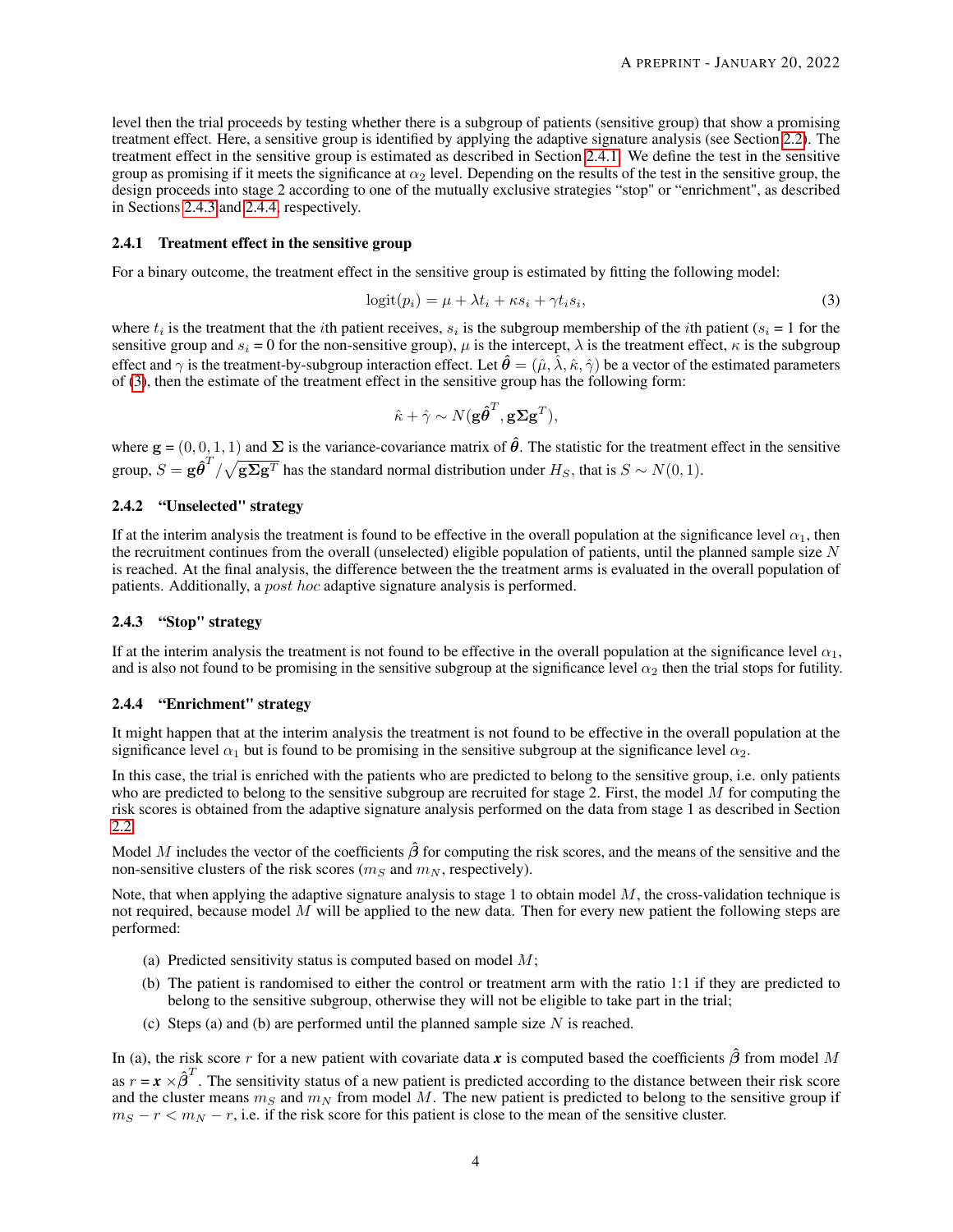level then the trial proceeds by testing whether there is a subgroup of patients (sensitive group) that show a promising treatment effect. Here, a sensitive group is identified by applying the adaptive signature analysis (see Section 2.2). The treatment effect in the sensitive group is estimated as described in Section 2.4.1. We define the test in the sensitive group as promising if it meets the significance at $\alpha_2$ level. Depending on the results of the test in the sensitive group, the design proceeds into stage 2 according to one of the mutually exclusive strategies "stop" or "enrichment", as described in Sections 2.4.3 and 2.4.4, respectively.

### 2.4.1 Treatment effect in the sensitive group

For a binary outcome, the treatment effect in the sensitive group is estimated by fitting the following model:

$$\text{logit}(p_i) = \mu + \lambda t_i + \kappa s_i + \gamma t_i s_i, \tag{3}$$

where $t_i$ is the treatment that the $i$th patient receives, $s_i$ is the subgroup membership of the $i$th patient ($s_i$ = 1 for the sensitive group and $s_i$ = 0 for the non-sensitive group), $\mu$ is the intercept, $\lambda$ is the treatment effect, $\kappa$ is the subgroup effect and $\gamma$ is the treatment-by-subgroup interaction effect. Let $\hat{\boldsymbol{\theta}} = (\hat{\mu}, \hat{\lambda}, \hat{\kappa}, \hat{\gamma})$ be a vector of the estimated parameters of (3), then the estimate of the treatment effect in the sensitive group has the following form:

$$\hat{\kappa} + \hat{\gamma} \sim N(\mathbf{g}\hat{\boldsymbol{\theta}}^T, \mathbf{g}\boldsymbol{\Sigma}\mathbf{g}^T),$$

where $\mathbf{g}$ = $(0, 0, 1, 1)$ and $\boldsymbol{\Sigma}$ is the variance-covariance matrix of $\hat{\boldsymbol{\theta}}$. The statistic for the treatment effect in the sensitive group, $S = \mathbf{g}\hat{\boldsymbol{\theta}}^T / \sqrt{\mathbf{g}\boldsymbol{\Sigma}\mathbf{g}^T}$ has the standard normal distribution under $H_S$, that is $S \sim N(0, 1)$.

### 2.4.2 "Unselected" strategy

If at the interim analysis the treatment is found to be effective in the overall population at the significance level $\alpha_1$, then the recruitment continues from the overall (unselected) eligible population of patients, until the planned sample size $N$ is reached. At the final analysis, the difference between the the treatment arms is evaluated in the overall population of patients. Additionally, a *post hoc* adaptive signature analysis is performed.

### 2.4.3 "Stop" strategy

If at the interim analysis the treatment is not found to be effective in the overall population at the significance level $\alpha_1$, and is also not found to be promising in the sensitive subgroup at the significance level $\alpha_2$ then the trial stops for futility.

### 2.4.4 "Enrichment" strategy

It might happen that at the interim analysis the treatment is not found to be effective in the overall population at the significance level $\alpha_1$ but is found to be promising in the sensitive subgroup at the significance level $\alpha_2$.

In this case, the trial is enriched with the patients who are predicted to belong to the sensitive group, i.e. only patients who are predicted to belong to the sensitive subgroup are recruited for stage 2. First, the model $M$ for computing the risk scores is obtained from the adaptive signature analysis performed on the data from stage 1 as described in Section 2.2.

Model $M$ includes the vector of the coefficients $\hat{\boldsymbol{\beta}}$ for computing the risk scores, and the means of the sensitive and the non-sensitive clusters of the risk scores ($m_S$ and $m_N$, respectively).

Note, that when applying the adaptive signature analysis to stage 1 to obtain model $M$, the cross-validation technique is not required, because model $M$ will be applied to the new data. Then for every new patient the following steps are performed:

(a) Predicted sensitivity status is computed based on model $M$;

(b) The patient is randomised to either the control or treatment arm with the ratio 1:1 if they are predicted to belong to the sensitive subgroup, otherwise they will not be eligible to take part in the trial;

(c) Steps (a) and (b) are performed until the planned sample size $N$ is reached.

In (a), the risk score $r$ for a new patient with covariate data $\boldsymbol{x}$ is computed based the coefficients $\hat{\boldsymbol{\beta}}$ from model $M$ as $r = \boldsymbol{x} \times \hat{\boldsymbol{\beta}}^T$. The sensitivity status of a new patient is predicted according to the distance between their risk score and the cluster means $m_S$ and $m_N$ from model $M$. The new patient is predicted to belong to the sensitive group if $m_S - r < m_N - r$, i.e. if the risk score for this patient is close to the mean of the sensitive cluster.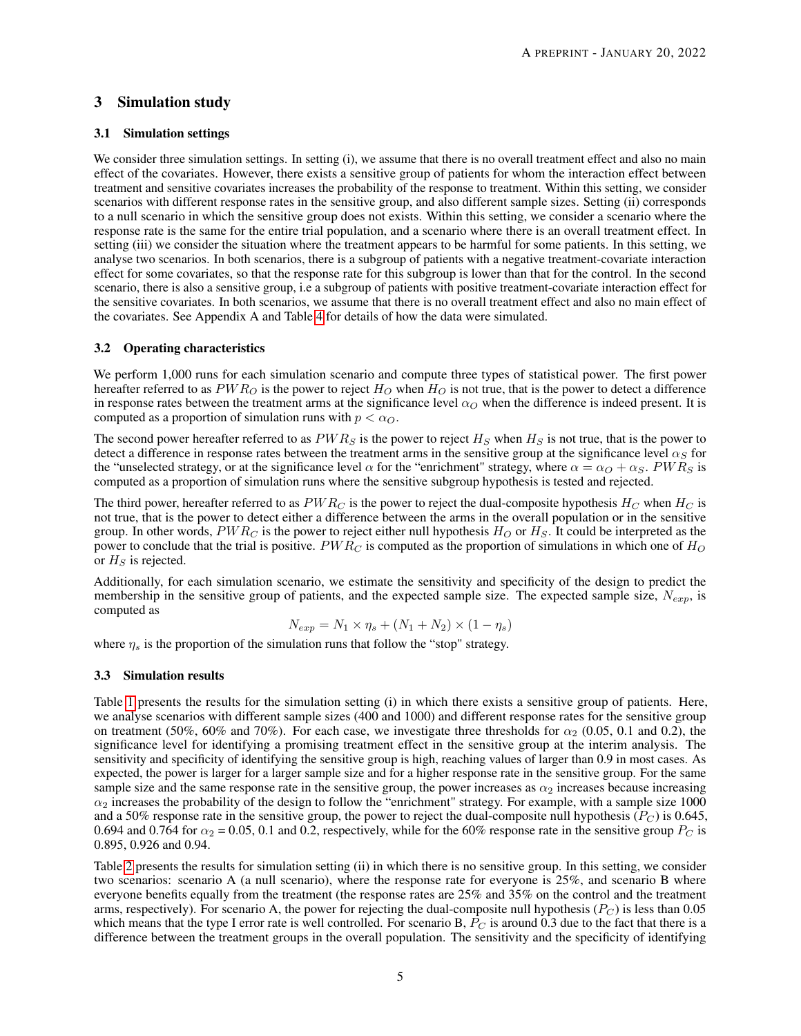## 3 Simulation study

### 3.1 Simulation settings

We consider three simulation settings. In setting (i), we assume that there is no overall treatment effect and also no main effect of the covariates. However, there exists a sensitive group of patients for whom the interaction effect between treatment and sensitive covariates increases the probability of the response to treatment. Within this setting, we consider scenarios with different response rates in the sensitive group, and also different sample sizes. Setting (ii) corresponds to a null scenario in which the sensitive group does not exists. Within this setting, we consider a scenario where the response rate is the same for the entire trial population, and a scenario where there is an overall treatment effect. In setting (iii) we consider the situation where the treatment appears to be harmful for some patients. In this setting, we analyse two scenarios. In both scenarios, there is a subgroup of patients with a negative treatment-covariate interaction effect for some covariates, so that the response rate for this subgroup is lower than that for the control. In the second scenario, there is also a sensitive group, i.e a subgroup of patients with positive treatment-covariate interaction effect for the sensitive covariates. In both scenarios, we assume that there is no overall treatment effect and also no main effect of the covariates. See Appendix A and Table 4 for details of how the data were simulated.

### 3.2 Operating characteristics

We perform 1,000 runs for each simulation scenario and compute three types of statistical power. The first power hereafter referred to as $PWR_O$ is the power to reject $H_O$ when $H_O$ is not true, that is the power to detect a difference in response rates between the treatment arms at the significance level $\alpha_O$ when the difference is indeed present. It is computed as a proportion of simulation runs with $p < \alpha_O$.

The second power hereafter referred to as $PWR_S$ is the power to reject $H_S$ when $H_S$ is not true, that is the power to detect a difference in response rates between the treatment arms in the sensitive group at the significance level $\alpha_S$ for the "unselected strategy, or at the significance level $\alpha$ for the "enrichment" strategy, where $\alpha = \alpha_O + \alpha_S$. $PWR_S$ is computed as a proportion of simulation runs where the sensitive subgroup hypothesis is tested and rejected.

The third power, hereafter referred to as $PWR_C$ is the power to reject the dual-composite hypothesis $H_C$ when $H_C$ is not true, that is the power to detect either a difference between the arms in the overall population or in the sensitive group. In other words, $PWR_C$ is the power to reject either null hypothesis $H_O$ or $H_S$. It could be interpreted as the power to conclude that the trial is positive. $PWR_C$ is computed as the proportion of simulations in which one of $H_O$ or $H_S$ is rejected.

Additionally, for each simulation scenario, we estimate the sensitivity and specificity of the design to predict the membership in the sensitive group of patients, and the expected sample size. The expected sample size, $N_{exp}$, is computed as

$$N_{exp} = N_1 \times \eta_s + (N_1 + N_2) \times (1 - \eta_s)$$

where $\eta_s$ is the proportion of the simulation runs that follow the "stop" strategy.

### 3.3 Simulation results

Table 1 presents the results for the simulation setting (i) in which there exists a sensitive group of patients. Here, we analyse scenarios with different sample sizes (400 and 1000) and different response rates for the sensitive group on treatment (50%, 60% and 70%). For each case, we investigate three thresholds for $\alpha_2$ (0.05, 0.1 and 0.2), the significance level for identifying a promising treatment effect in the sensitive group at the interim analysis. The sensitivity and specificity of identifying the sensitive group is high, reaching values of larger than 0.9 in most cases. As expected, the power is larger for a larger sample size and for a higher response rate in the sensitive group. For the same sample size and the same response rate in the sensitive group, the power increases as $\alpha_2$ increases because increasing $\alpha_2$ increases the probability of the design to follow the "enrichment" strategy. For example, with a sample size 1000 and a 50% response rate in the sensitive group, the power to reject the dual-composite null hypothesis ($P_C$) is 0.645, 0.694 and 0.764 for $\alpha_2$ = 0.05, 0.1 and 0.2, respectively, while for the 60% response rate in the sensitive group $P_C$ is 0.895, 0.926 and 0.94.

Table 2 presents the results for simulation setting (ii) in which there is no sensitive group. In this setting, we consider two scenarios: scenario A (a null scenario), where the response rate for everyone is 25%, and scenario B where everyone benefits equally from the treatment (the response rates are 25% and 35% on the control and the treatment arms, respectively). For scenario A, the power for rejecting the dual-composite null hypothesis ($P_C$) is less than 0.05 which means that the type I error rate is well controlled. For scenario B, $P_C$ is around 0.3 due to the fact that there is a difference between the treatment groups in the overall population. The sensitivity and the specificity of identifying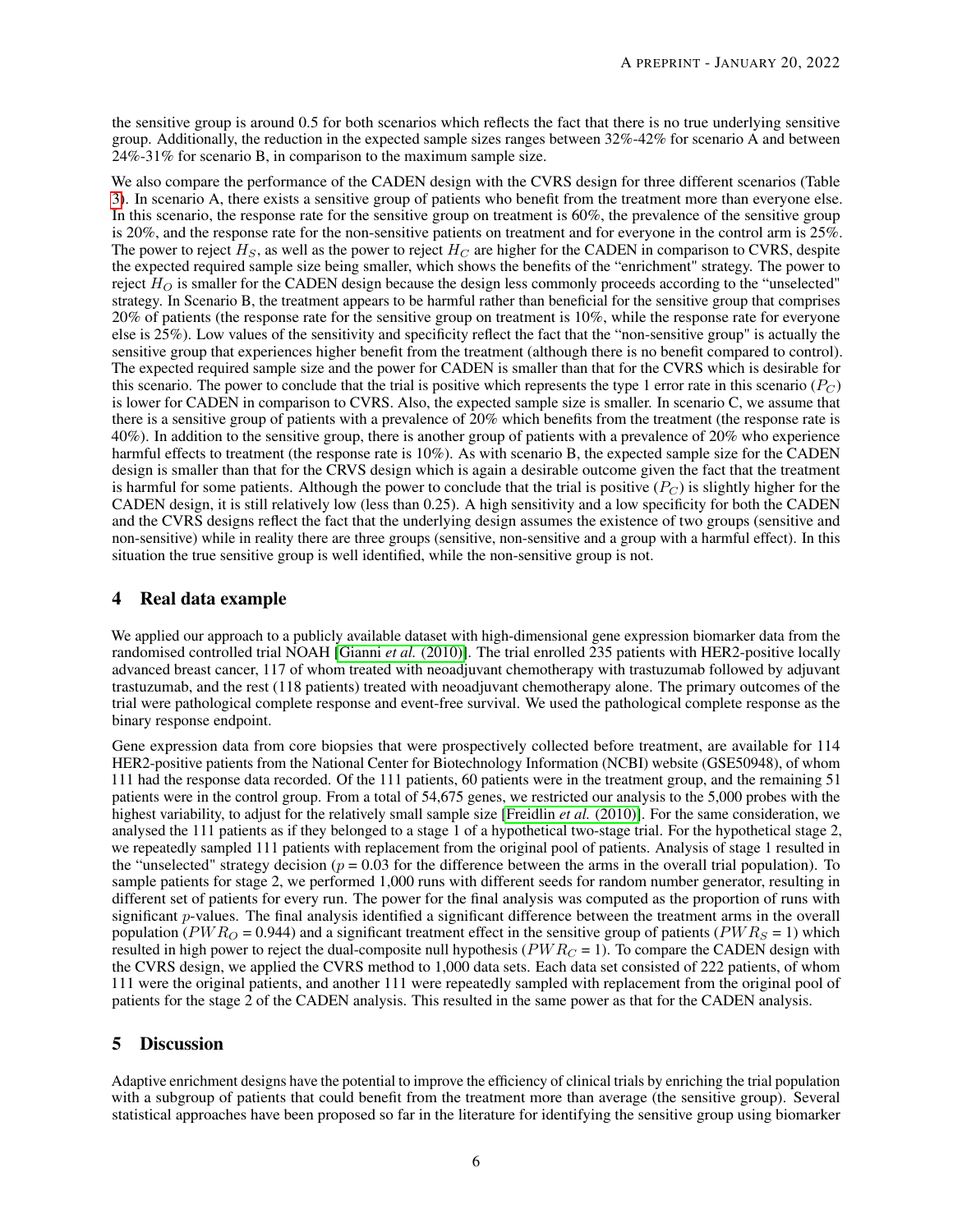the sensitive group is around 0.5 for both scenarios which reflects the fact that there is no true underlying sensitive group. Additionally, the reduction in the expected sample sizes ranges between 32%-42% for scenario A and between 24%-31% for scenario B, in comparison to the maximum sample size.

We also compare the performance of the CADEN design with the CVRS design for three different scenarios (Table 3). In scenario A, there exists a sensitive group of patients who benefit from the treatment more than everyone else. In this scenario, the response rate for the sensitive group on treatment is 60%, the prevalence of the sensitive group is 20%, and the response rate for the non-sensitive patients on treatment and for everyone in the control arm is 25%. The power to reject $H_S$, as well as the power to reject $H_C$ are higher for the CADEN in comparison to CVRS, despite the expected required sample size being smaller, which shows the benefits of the "enrichment" strategy. The power to reject $H_O$ is smaller for the CADEN design because the design less commonly proceeds according to the "unselected" strategy. In Scenario B, the treatment appears to be harmful rather than beneficial for the sensitive group that comprises 20% of patients (the response rate for the sensitive group on treatment is 10%, while the response rate for everyone else is 25%). Low values of the sensitivity and specificity reflect the fact that the "non-sensitive group" is actually the sensitive group that experiences higher benefit from the treatment (although there is no benefit compared to control). The expected required sample size and the power for CADEN is smaller than that for the CVRS which is desirable for this scenario. The power to conclude that the trial is positive which represents the type 1 error rate in this scenario ($P_C$) is lower for CADEN in comparison to CVRS. Also, the expected sample size is smaller. In scenario C, we assume that there is a sensitive group of patients with a prevalence of 20% which benefits from the treatment (the response rate is 40%). In addition to the sensitive group, there is another group of patients with a prevalence of 20% who experience harmful effects to treatment (the response rate is 10%). As with scenario B, the expected sample size for the CADEN design is smaller than that for the CRVS design which is again a desirable outcome given the fact that the treatment is harmful for some patients. Although the power to conclude that the trial is positive ($P_C$) is slightly higher for the CADEN design, it is still relatively low (less than 0.25). A high sensitivity and a low specificity for both the CADEN and the CVRS designs reflect the fact that the underlying design assumes the existence of two groups (sensitive and non-sensitive) while in reality there are three groups (sensitive, non-sensitive and a group with a harmful effect). In this situation the true sensitive group is well identified, while the non-sensitive group is not.

# 4 Real data example

We applied our approach to a publicly available dataset with high-dimensional gene expression biomarker data from the randomised controlled trial NOAH [Gianni *et al.* (2010)]. The trial enrolled 235 patients with HER2-positive locally advanced breast cancer, 117 of whom treated with neoadjuvant chemotherapy with trastuzumab followed by adjuvant trastuzumab, and the rest (118 patients) treated with neoadjuvant chemotherapy alone. The primary outcomes of the trial were pathological complete response and event-free survival. We used the pathological complete response as the binary response endpoint.

Gene expression data from core biopsies that were prospectively collected before treatment, are available for 114 HER2-positive patients from the National Center for Biotechnology Information (NCBI) website (GSE50948), of whom 111 had the response data recorded. Of the 111 patients, 60 patients were in the treatment group, and the remaining 51 patients were in the control group. From a total of 54,675 genes, we restricted our analysis to the 5,000 probes with the highest variability, to adjust for the relatively small sample size [Freidlin *et al.* (2010)]. For the same consideration, we analysed the 111 patients as if they belonged to a stage 1 of a hypothetical two-stage trial. For the hypothetical stage 2, we repeatedly sampled 111 patients with replacement from the original pool of patients. Analysis of stage 1 resulted in the "unselected" strategy decision ($p = 0.03$ for the difference between the arms in the overall trial population). To sample patients for stage 2, we performed 1,000 runs with different seeds for random number generator, resulting in different set of patients for every run. The power for the final analysis was computed as the proportion of runs with significant $p$-values. The final analysis identified a significant difference between the treatment arms in the overall population ($PWR_O$ = 0.944) and a significant treatment effect in the sensitive group of patients ($PWR_S$ = 1) which resulted in high power to reject the dual-composite null hypothesis ($PWR_C$ = 1). To compare the CADEN design with the CVRS design, we applied the CVRS method to 1,000 data sets. Each data set consisted of 222 patients, of whom 111 were the original patients, and another 111 were repeatedly sampled with replacement from the original pool of patients for the stage 2 of the CADEN analysis. This resulted in the same power as that for the CADEN analysis.

# 5 Discussion

Adaptive enrichment designs have the potential to improve the efficiency of clinical trials by enriching the trial population with a subgroup of patients that could benefit from the treatment more than average (the sensitive group). Several statistical approaches have been proposed so far in the literature for identifying the sensitive group using biomarker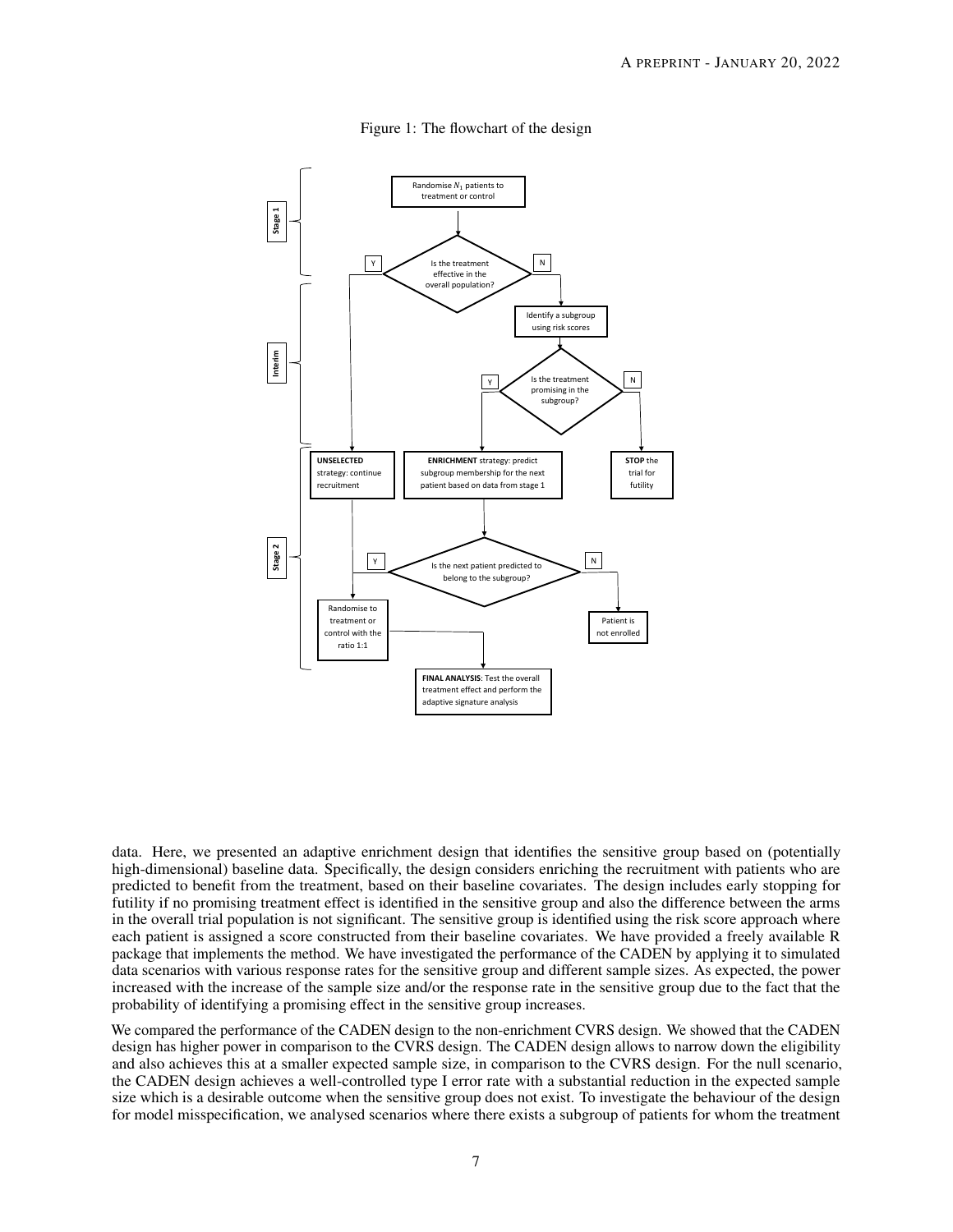Figure 1: The flowchart of the design

data. Here, we presented an adaptive enrichment design that identifies the sensitive group based on (potentially high-dimensional) baseline data. Specifically, the design considers enriching the recruitment with patients who are predicted to benefit from the treatment, based on their baseline covariates. The design includes early stopping for futility if no promising treatment effect is identified in the sensitive group and also the difference between the arms in the overall trial population is not significant. The sensitive group is identified using the risk score approach where each patient is assigned a score constructed from their baseline covariates. We have provided a freely available R package that implements the method. We have investigated the performance of the CADEN by applying it to simulated data scenarios with various response rates for the sensitive group and different sample sizes. As expected, the power increased with the increase of the sample size and/or the response rate in the sensitive group due to the fact that the probability of identifying a promising effect in the sensitive group increases.

We compared the performance of the CADEN design to the non-enrichment CVRS design. We showed that the CADEN design has higher power in comparison to the CVRS design. The CADEN design allows to narrow down the eligibility and also achieves this at a smaller expected sample size, in comparison to the CVRS design. For the null scenario, the CADEN design achieves a well-controlled type I error rate with a substantial reduction in the expected sample size which is a desirable outcome when the sensitive group does not exist. To investigate the behaviour of the design for model misspecification, we analysed scenarios where there exists a subgroup of patients for whom the treatment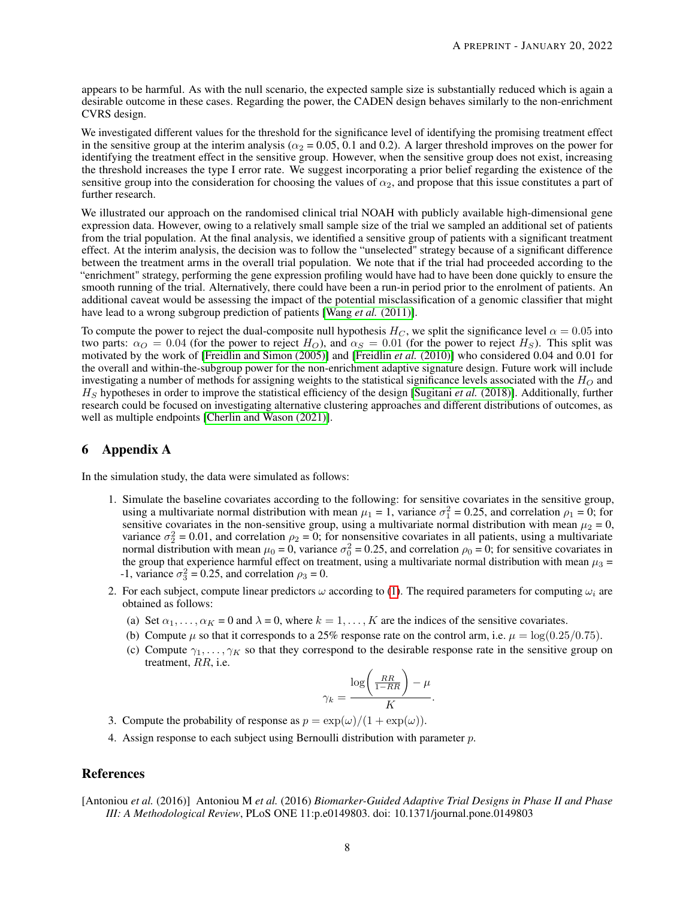appears to be harmful. As with the null scenario, the expected sample size is substantially reduced which is again a desirable outcome in these cases. Regarding the power, the CADEN design behaves similarly to the non-enrichment CVRS design.

We investigated different values for the threshold for the significance level of identifying the promising treatment effect in the sensitive group at the interim analysis ($\alpha_2$ = 0.05, 0.1 and 0.2). A larger threshold improves on the power for identifying the treatment effect in the sensitive group. However, when the sensitive group does not exist, increasing the threshold increases the type I error rate. We suggest incorporating a prior belief regarding the existence of the sensitive group into the consideration for choosing the values of $\alpha_2$, and propose that this issue constitutes a part of further research.

We illustrated our approach on the randomised clinical trial NOAH with publicly available high-dimensional gene expression data. However, owing to a relatively small sample size of the trial we sampled an additional set of patients from the trial population. At the final analysis, we identified a sensitive group of patients with a significant treatment effect. At the interim analysis, the decision was to follow the "unselected" strategy because of a significant difference between the treatment arms in the overall trial population. We note that if the trial had proceeded according to the "enrichment" strategy, performing the gene expression profiling would have had to have been done quickly to ensure the smooth running of the trial. Alternatively, there could have been a run-in period prior to the enrolment of patients. An additional caveat would be assessing the impact of the potential misclassification of a genomic classifier that might have lead to a wrong subgroup prediction of patients [Wang *et al.* (2011)].

To compute the power to reject the dual-composite null hypothesis $H_C$, we split the significance level $\alpha = 0.05$ into two parts: $\alpha_O = 0.04$ (for the power to reject $H_O$), and $\alpha_S = 0.01$ (for the power to reject $H_S$). This split was motivated by the work of [Freidlin and Simon (2005)] and [Freidlin *et al.* (2010)] who considered 0.04 and 0.01 for the overall and within-the-subgroup power for the non-enrichment adaptive signature design. Future work will include investigating a number of methods for assigning weights to the statistical significance levels associated with the $H_O$ and $H_S$ hypotheses in order to improve the statistical efficiency of the design [Sugitani *et al.* (2018)]. Additionally, further research could be focused on investigating alternative clustering approaches and different distributions of outcomes, as well as multiple endpoints [Cherlin and Wason (2021)].

## 6 Appendix A

In the simulation study, the data were simulated as follows:

1. Simulate the baseline covariates according to the following: for sensitive covariates in the sensitive group, using a multivariate normal distribution with mean $\mu_1$ = 1, variance $\sigma_1^2$ = 0.25, and correlation $\rho_1$ = 0; for sensitive covariates in the non-sensitive group, using a multivariate normal distribution with mean $\mu_2$ = 0, variance $\sigma_2^2$ = 0.01, and correlation $\rho_2$ = 0; for nonsensitive covariates in all patients, using a multivariate normal distribution with mean $\mu_0$ = 0, variance $\sigma_0^2$ = 0.25, and correlation $\rho_0$ = 0; for sensitive covariates in the group that experience harmful effect on treatment, using a multivariate normal distribution with mean $\mu_3$ = -1, variance $\sigma_3^2$ = 0.25, and correlation $\rho_3$ = 0.
2. For each subject, compute linear predictors $\omega$ according to (1). The required parameters for computing $\omega_i$ are obtained as follows:
   (a) Set $\alpha_1, \ldots, \alpha_K$ = 0 and $\lambda$ = 0, where $k = 1, \ldots, K$ are the indices of the sensitive covariates.
   (b) Compute $\mu$ so that it corresponds to a 25% response rate on the control arm, i.e. $\mu = \log(0.25/0.75)$.
   (c) Compute $\gamma_1, \ldots, \gamma_K$ so that they correspond to the desirable response rate in the sensitive group on treatment, $RR$, i.e.
   $$\gamma_k = \frac{\log\left(\frac{RR}{1-RR}\right) - \mu}{K}.$$
3. Compute the probability of response as $p = \exp(\omega)/(1 + \exp(\omega))$.
4. Assign response to each subject using Bernoulli distribution with parameter $p$.

## References

[Antoniou *et al.* (2016)] Antoniou M *et al.* (2016) *Biomarker-Guided Adaptive Trial Designs in Phase II and Phase III: A Methodological Review*, PLoS ONE 11:p.e0149803. doi: 10.1371/journal.pone.0149803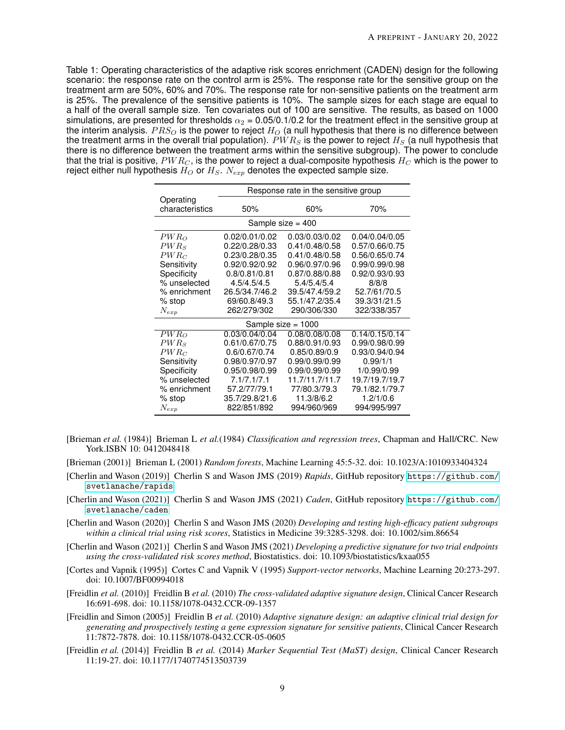Table 1: Operating characteristics of the adaptive risk scores enrichment (CADEN) design for the following scenario: the response rate on the control arm is 25%. The response rate for the sensitive group on the treatment arm are 50%, 60% and 70%. The response rate for non-sensitive patients on the treatment arm is 25%. The prevalence of the sensitive patients is 10%. The sample sizes for each stage are equal to a half of the overall sample size. Ten covariates out of 100 are sensitive. The results, as based on 1000 simulations, are presented for thresholds $\alpha_2$ = 0.05/0.1/0.2 for the treatment effect in the sensitive group at the interim analysis. $PRS_O$ is the power to reject $H_O$ (a null hypothesis that there is no difference between the treatment arms in the overall trial population). $PWR_S$ is the power to reject $H_S$ (a null hypothesis that there is no difference between the treatment arms within the sensitive subgroup). The power to conclude that the trial is positive, $PWR_C$, is the power to reject a dual-composite hypothesis $H_C$ which is the power to reject either null hypothesis $H_O$ or $H_S$. $N_{exp}$ denotes the expected sample size.

| Operating characteristics | Response rate in the sensitive group | | |
|---|---|---|---|
| | 50% | 60% | 70% |
| **Sample size = 400** | | | |
| $PWR_O$ | 0.02/0.01/0.02 | 0.03/0.03/0.02 | 0.04/0.04/0.05 |
| $PWR_S$ | 0.22/0.28/0.33 | 0.41/0.48/0.58 | 0.57/0.66/0.75 |
| $PWR_C$ | 0.23/0.28/0.35 | 0.41/0.48/0.58 | 0.56/0.65/0.74 |
| Sensitivity | 0.92/0.92/0.92 | 0.96/0.97/0.96 | 0.99/0.99/0.98 |
| Specificity | 0.8/0.81/0.81 | 0.87/0.88/0.88 | 0.92/0.93/0.93 |
| % unselected | 4.5/4.5/4.5 | 5.4/5.4/5.4 | 8/8/8 |
| % enrichment | 26.5/34.7/46.2 | 39.5/47.4/59.2 | 52.7/61/70.5 |
| % stop | 69/60.8/49.3 | 55.1/47.2/35.4 | 39.3/31/21.5 |
| $N_{exp}$ | 262/279/302 | 290/306/330 | 322/338/357 |
| **Sample size = 1000** | | | |
| $PWR_O$ | 0.03/0.04/0.04 | 0.08/0.08/0.08 | 0.14/0.15/0.14 |
| $PWR_S$ | 0.61/0.67/0.75 | 0.88/0.91/0.93 | 0.99/0.98/0.99 |
| $PWR_C$ | 0.6/0.67/0.74 | 0.85/0.89/0.9 | 0.93/0.94/0.94 |
| Sensitivity | 0.98/0.97/0.97 | 0.99/0.99/0.99 | 0.99/1/1 |
| Specificity | 0.95/0.98/0.99 | 0.99/0.99/0.99 | 1/0.99/0.99 |
| % unselected | 7.1/7.1/7.1 | 11.7/11.7/11.7 | 19.7/19.7/19.7 |
| % enrichment | 57.2/77/79.1 | 77/80.3/79.3 | 79.1/82.1/79.7 |
| % stop | 35.7/29.8/21.6 | 11.3/8/6.2 | 1.2/1/0.6 |
| $N_{exp}$ | 822/851/892 | 994/960/969 | 994/995/997 |

[Brieman *et al.* (1984)] Brieman L *et al.*(1984) *Classification and regression trees*, Chapman and Hall/CRC. New York.ISBN 10: 0412048418

[Brieman (2001)] Brieman L (2001) *Random forests*, Machine Learning 45:5-32. doi: 10.1023/A:1010933404324

[Cherlin and Wason (2019)] Cherlin S and Wason JMS (2019) *Rapids*, GitHub repository https://github.com/svetlanache/rapids

[Cherlin and Wason (2021)] Cherlin S and Wason JMS (2021) *Caden*, GitHub repository https://github.com/svetlanache/caden

[Cherlin and Wason (2020)] Cherlin S and Wason JMS (2020) *Developing and testing high-efficacy patient subgroups within a clinical trial using risk scores*, Statistics in Medicine 39:3285-3298. doi: 10.1002/sim.86654

[Cherlin and Wason (2021)] Cherlin S and Wason JMS (2021) *Developing a predictive signature for two trial endpoints using the cross-validated risk scores method*, Biostatistics. doi: 10.1093/biostatistics/kxaa055

[Cortes and Vapnik (1995)] Cortes C and Vapnik V (1995) *Support-vector networks*, Machine Learning 20:273-297. doi: 10.1007/BF00994018

[Freidlin *et al.* (2010)] Freidlin B *et al.* (2010) *The cross-validated adaptive signature design*, Clinical Cancer Research 16:691-698. doi: 10.1158/1078-0432.CCR-09-1357

[Freidlin and Simon (2005)] Freidlin B *et al.* (2010) *Adaptive signature design: an adaptive clinical trial design for generating and prospectively testing a gene expression signature for sensitive patients*, Clinical Cancer Research 11:7872-7878. doi: 10.1158/1078-0432.CCR-05-0605

[Freidlin *et al.* (2014)] Freidlin B *et al.* (2014) *Marker Sequential Test (MaST) design*, Clinical Cancer Research 11:19-27. doi: 10.1177/1740774513503739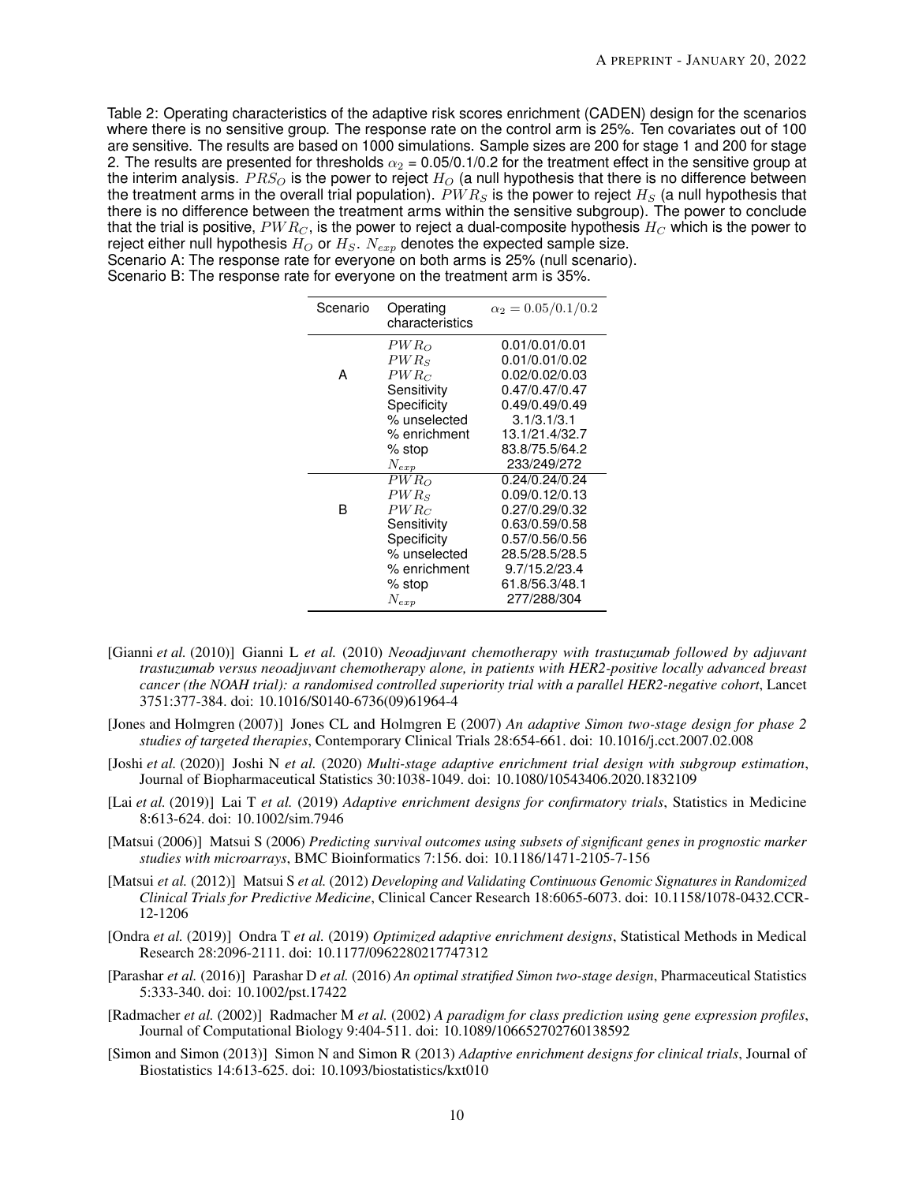Table 2: Operating characteristics of the adaptive risk scores enrichment (CADEN) design for the scenarios where there is no sensitive group. The response rate on the control arm is 25%. Ten covariates out of 100 are sensitive. The results are based on 1000 simulations. Sample sizes are 200 for stage 1 and 200 for stage 2. The results are presented for thresholds $\alpha_2$ = 0.05/0.1/0.2 for the treatment effect in the sensitive group at the interim analysis. $PRS_O$ is the power to reject $H_O$ (a null hypothesis that there is no difference between the treatment arms in the overall trial population). $PWR_S$ is the power to reject $H_S$ (a null hypothesis that there is no difference between the treatment arms within the sensitive subgroup). The power to conclude that the trial is positive, $PWR_C$, is the power to reject a dual-composite hypothesis $H_C$ which is the power to reject either null hypothesis $H_O$ or $H_S$. $N_{exp}$ denotes the expected sample size.
Scenario A: The response rate for everyone on both arms is 25% (null scenario).
Scenario B: The response rate for everyone on the treatment arm is 35%.

| Scenario | Operating characteristics | $\alpha_2 = 0.05/0.1/0.2$ |
|---|---|---|
| A | $PWR_O$ | 0.01/0.01/0.01 |
| | $PWR_S$ | 0.01/0.01/0.02 |
| | $PWR_C$ | 0.02/0.02/0.03 |
| | Sensitivity | 0.47/0.47/0.47 |
| | Specificity | 0.49/0.49/0.49 |
| | % unselected | 3.1/3.1/3.1 |
| | % enrichment | 13.1/21.4/32.7 |
| | % stop | 83.8/75.5/64.2 |
| | $N_{exp}$ | 233/249/272 |
| B | $PWR_O$ | 0.24/0.24/0.24 |
| | $PWR_S$ | 0.09/0.12/0.13 |
| | $PWR_C$ | 0.27/0.29/0.32 |
| | Sensitivity | 0.63/0.59/0.58 |
| | Specificity | 0.57/0.56/0.56 |
| | % unselected | 28.5/28.5/28.5 |
| | % enrichment | 9.7/15.2/23.4 |
| | % stop | 61.8/56.3/48.1 |
| | $N_{exp}$ | 277/288/304 |

[Gianni *et al.* (2010)] Gianni L *et al.* (2010) *Neoadjuvant chemotherapy with trastuzumab followed by adjuvant trastuzumab versus neoadjuvant chemotherapy alone, in patients with HER2-positive locally advanced breast cancer (the NOAH trial): a randomised controlled superiority trial with a parallel HER2-negative cohort*, Lancet 3751:377-384. doi: 10.1016/S0140-6736(09)61964-4

[Jones and Holmgren (2007)] Jones CL and Holmgren E (2007) *An adaptive Simon two-stage design for phase 2 studies of targeted therapies*, Contemporary Clinical Trials 28:654-661. doi: 10.1016/j.cct.2007.02.008

[Joshi *et al.* (2020)] Joshi N *et al.* (2020) *Multi-stage adaptive enrichment trial design with subgroup estimation*, Journal of Biopharmaceutical Statistics 30:1038-1049. doi: 10.1080/10543406.2020.1832109

[Lai *et al.* (2019)] Lai T *et al.* (2019) *Adaptive enrichment designs for confirmatory trials*, Statistics in Medicine 8:613-624. doi: 10.1002/sim.7946

[Matsui (2006)] Matsui S (2006) *Predicting survival outcomes using subsets of significant genes in prognostic marker studies with microarrays*, BMC Bioinformatics 7:156. doi: 10.1186/1471-2105-7-156

[Matsui *et al.* (2012)] Matsui S *et al.* (2012) *Developing and Validating Continuous Genomic Signatures in Randomized Clinical Trials for Predictive Medicine*, Clinical Cancer Research 18:6065-6073. doi: 10.1158/1078-0432.CCR-12-1206

[Ondra *et al.* (2019)] Ondra T *et al.* (2019) *Optimized adaptive enrichment designs*, Statistical Methods in Medical Research 28:2096-2111. doi: 10.1177/0962280217747312

[Parashar *et al.* (2016)] Parashar D *et al.* (2016) *An optimal stratified Simon two-stage design*, Pharmaceutical Statistics 5:333-340. doi: 10.1002/pst.17422

[Radmacher *et al.* (2002)] Radmacher M *et al.* (2002) *A paradigm for class prediction using gene expression profiles*, Journal of Computational Biology 9:404-511. doi: 10.1089/106652702760138592

[Simon and Simon (2013)] Simon N and Simon R (2013) *Adaptive enrichment designs for clinical trials*, Journal of Biostatistics 14:613-625. doi: 10.1093/biostatistics/kxt010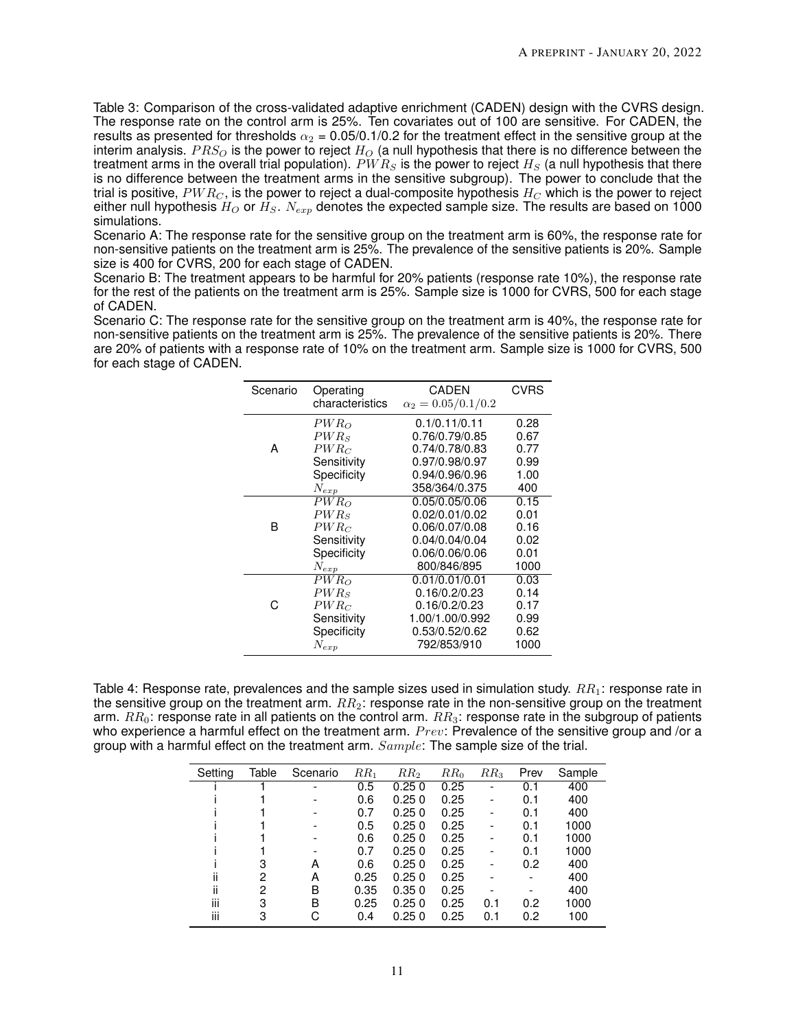Table 3: Comparison of the cross-validated adaptive enrichment (CADEN) design with the CVRS design. The response rate on the control arm is 25%. Ten covariates out of 100 are sensitive. For CADEN, the results as presented for thresholds $\alpha_2$ = 0.05/0.1/0.2 for the treatment effect in the sensitive group at the interim analysis. $PRS_O$ is the power to reject $H_O$ (a null hypothesis that there is no difference between the treatment arms in the overall trial population). $PWR_S$ is the power to reject $H_S$ (a null hypothesis that there is no difference between the treatment arms in the sensitive subgroup). The power to conclude that the trial is positive, $PWR_C$, is the power to reject a dual-composite hypothesis $H_C$ which is the power to reject either null hypothesis $H_O$ or $H_S$. $N_{exp}$ denotes the expected sample size. The results are based on 1000 simulations.
Scenario A: The response rate for the sensitive group on the treatment arm is 60%, the response rate for non-sensitive patients on the treatment arm is 25%. The prevalence of the sensitive patients is 20%. Sample size is 400 for CVRS, 200 for each stage of CADEN.
Scenario B: The treatment appears to be harmful for 20% patients (response rate 10%), the response rate for the rest of the patients on the treatment arm is 25%. Sample size is 1000 for CVRS, 500 for each stage of CADEN.
Scenario C: The response rate for the sensitive group on the treatment arm is 40%, the response rate for non-sensitive patients on the treatment arm is 25%. The prevalence of the sensitive patients is 20%. There are 20% of patients with a response rate of 10% on the treatment arm. Sample size is 1000 for CVRS, 500 for each stage of CADEN.

| Scenario | Operating characteristics | CADEN $\alpha_2 = 0.05/0.1/0.2$ | CVRS |
|---|---|---|---|
| A | $PWR_O$ | 0.1/0.11/0.11 | 0.28 |
| | $PWR_S$ | 0.76/0.79/0.85 | 0.67 |
| | $PWR_C$ | 0.74/0.78/0.83 | 0.77 |
| | Sensitivity | 0.97/0.98/0.97 | 0.99 |
| | Specificity | 0.94/0.96/0.96 | 1.00 |
| | $N_{exp}$ | 358/364/0.375 | 400 |
| B | $PWR_O$ | 0.05/0.05/0.06 | 0.15 |
| | $PWR_S$ | 0.02/0.01/0.02 | 0.01 |
| | $PWR_C$ | 0.06/0.07/0.08 | 0.16 |
| | Sensitivity | 0.04/0.04/0.04 | 0.02 |
| | Specificity | 0.06/0.06/0.06 | 0.01 |
| | $N_{exp}$ | 800/846/895 | 1000 |
| C | $PWR_O$ | 0.01/0.01/0.01 | 0.03 |
| | $PWR_S$ | 0.16/0.2/0.23 | 0.14 |
| | $PWR_C$ | 0.16/0.2/0.23 | 0.17 |
| | Sensitivity | 1.00/1.00/0.992 | 0.99 |
| | Specificity | 0.53/0.52/0.62 | 0.62 |
| | $N_{exp}$ | 792/853/910 | 1000 |

Table 4: Response rate, prevalences and the sample sizes used in simulation study. $RR_1$: response rate in the sensitive group on the treatment arm. $RR_2$: response rate in the non-sensitive group on the treatment arm. $RR_0$: response rate in all patients on the control arm. $RR_3$: response rate in the subgroup of patients who experience a harmful effect on the treatment arm. $Prev$: Prevalence of the sensitive group and /or a group with a harmful effect on the treatment arm. $Sample$: The sample size of the trial.

| Setting | Table | Scenario | $RR_1$ | $RR_2$ | $RR_0$ | $RR_3$ | Prev | Sample |
|---|---|---|---|---|---|---|---|---|
| i | 1 | - | 0.5 | 0.25 0 | 0.25 | - | 0.1 | 400 |
| i | 1 | - | 0.6 | 0.25 0 | 0.25 | - | 0.1 | 400 |
| i | 1 | - | 0.7 | 0.25 0 | 0.25 | - | 0.1 | 400 |
| i | 1 | - | 0.5 | 0.25 0 | 0.25 | - | 0.1 | 1000 |
| i | 1 | - | 0.6 | 0.25 0 | 0.25 | - | 0.1 | 1000 |
| i | 1 | - | 0.7 | 0.25 0 | 0.25 | - | 0.1 | 1000 |
| i | 3 | A | 0.6 | 0.25 0 | 0.25 | - | 0.2 | 400 |
| ii | 2 | A | 0.25 | 0.25 0 | 0.25 | - | - | 400 |
| ii | 2 | B | 0.35 | 0.35 0 | 0.25 | - | - | 400 |
| iii | 3 | B | 0.25 | 0.25 0 | 0.25 | 0.1 | 0.2 | 1000 |
| iii | 3 | C | 0.4 | 0.25 0 | 0.25 | 0.1 | 0.2 | 100 |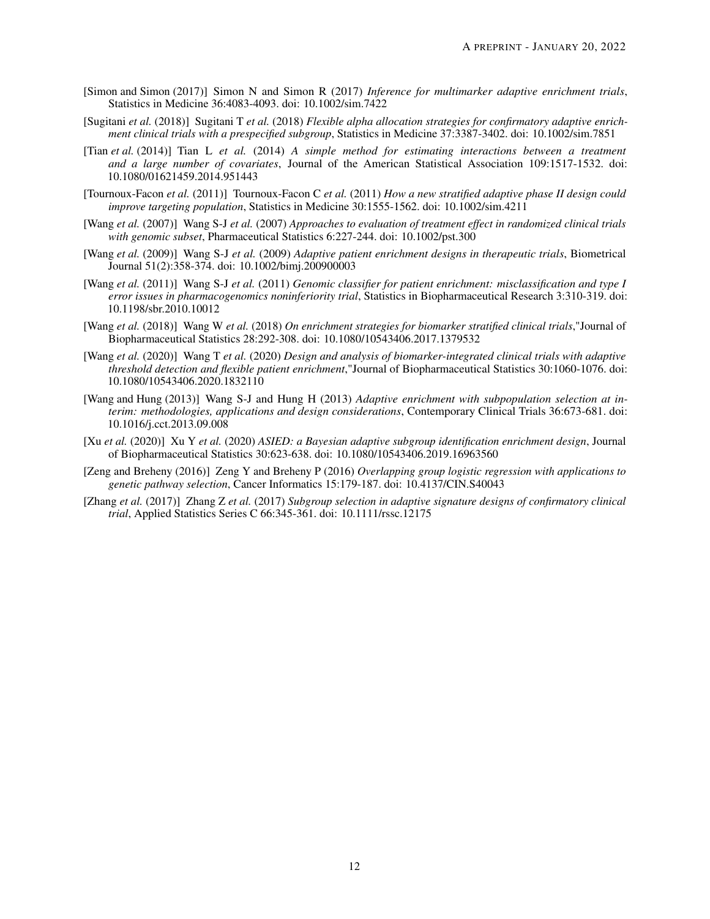[Simon and Simon (2017)] Simon N and Simon R (2017) *Inference for multimarker adaptive enrichment trials*, Statistics in Medicine 36:4083-4093. doi: 10.1002/sim.7422

[Sugitani *et al.* (2018)] Sugitani T *et al.* (2018) *Flexible alpha allocation strategies for confirmatory adaptive enrichment clinical trials with a prespecified subgroup*, Statistics in Medicine 37:3387-3402. doi: 10.1002/sim.7851

[Tian *et al.* (2014)] Tian L *et al.* (2014) *A simple method for estimating interactions between a treatment and a large number of covariates*, Journal of the American Statistical Association 109:1517-1532. doi: 10.1080/01621459.2014.951443

[Tournoux-Facon *et al.* (2011)] Tournoux-Facon C *et al.* (2011) *How a new stratified adaptive phase II design could improve targeting population*, Statistics in Medicine 30:1555-1562. doi: 10.1002/sim.4211

[Wang *et al.* (2007)] Wang S-J *et al.* (2007) *Approaches to evaluation of treatment effect in randomized clinical trials with genomic subset*, Pharmaceutical Statistics 6:227-244. doi: 10.1002/pst.300

[Wang *et al.* (2009)] Wang S-J *et al.* (2009) *Adaptive patient enrichment designs in therapeutic trials*, Biometrical Journal 51(2):358-374. doi: 10.1002/bimj.200900003

[Wang *et al.* (2011)] Wang S-J *et al.* (2011) *Genomic classifier for patient enrichment: misclassification and type I error issues in pharmacogenomics noninferiority trial*, Statistics in Biopharmaceutical Research 3:310-319. doi: 10.1198/sbr.2010.10012

[Wang *et al.* (2018)] Wang W *et al.* (2018) *On enrichment strategies for biomarker stratified clinical trials*,"Journal of Biopharmaceutical Statistics 28:292-308. doi: 10.1080/10543406.2017.1379532

[Wang *et al.* (2020)] Wang T *et al.* (2020) *Design and analysis of biomarker-integrated clinical trials with adaptive threshold detection and flexible patient enrichment*,"Journal of Biopharmaceutical Statistics 30:1060-1076. doi: 10.1080/10543406.2020.1832110

[Wang and Hung (2013)] Wang S-J and Hung H (2013) *Adaptive enrichment with subpopulation selection at interim: methodologies, applications and design considerations*, Contemporary Clinical Trials 36:673-681. doi: 10.1016/j.cct.2013.09.008

[Xu *et al.* (2020)] Xu Y *et al.* (2020) *ASIED: a Bayesian adaptive subgroup identification enrichment design*, Journal of Biopharmaceutical Statistics 30:623-638. doi: 10.1080/10543406.2019.16963560

[Zeng and Breheny (2016)] Zeng Y and Breheny P (2016) *Overlapping group logistic regression with applications to genetic pathway selection*, Cancer Informatics 15:179-187. doi: 10.4137/CIN.S40043

[Zhang *et al.* (2017)] Zhang Z *et al.* (2017) *Subgroup selection in adaptive signature designs of confirmatory clinical trial*, Applied Statistics Series C 66:345-361. doi: 10.1111/rssc.12175